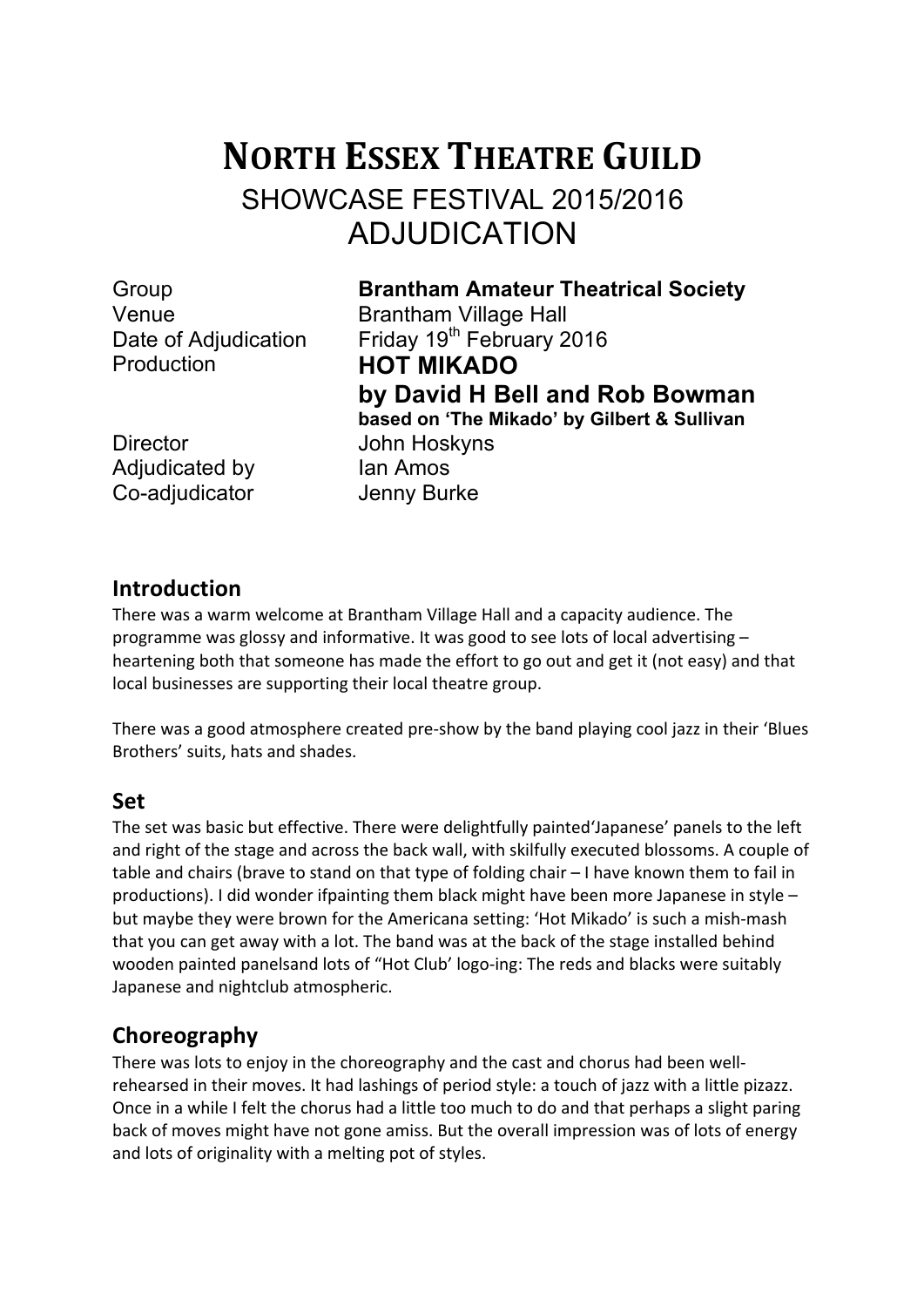# NORTH ESSEX THEATRE GUILD

## SHOWCASE FESTIVAL 2015/2016

## ADJUDICATION

| | |
|---|---|
| Group | **Brantham Amateur Theatrical Society** |
| Venue | Brantham Village Hall |
| Date of Adjudication | Friday 19th February 2016 |
| Production | **HOT MIKADO** |
| | **by David H Bell and Rob Bowman** |
| | **based on 'The Mikado' by Gilbert & Sullivan** |
| Director | John Hoskyns |
| Adjudicated by | Ian Amos |
| Co-adjudicator | Jenny Burke |

### Introduction

There was a warm welcome at Brantham Village Hall and a capacity audience. The programme was glossy and informative. It was good to see lots of local advertising – heartening both that someone has made the effort to go out and get it (not easy) and that local businesses are supporting their local theatre group.

There was a good atmosphere created pre-show by the band playing cool jazz in their 'Blues Brothers' suits, hats and shades.

### Set

The set was basic but effective. There were delightfully painted'Japanese' panels to the left and right of the stage and across the back wall, with skilfully executed blossoms. A couple of table and chairs (brave to stand on that type of folding chair – I have known them to fail in productions). I did wonder ifpainting them black might have been more Japanese in style – but maybe they were brown for the Americana setting: 'Hot Mikado' is such a mish-mash that you can get away with a lot. The band was at the back of the stage installed behind wooden painted panelsand lots of "Hot Club' logo-ing: The reds and blacks were suitably Japanese and nightclub atmospheric.

### Choreography

There was lots to enjoy in the choreography and the cast and chorus had been well-rehearsed in their moves. It had lashings of period style: a touch of jazz with a little pizazz. Once in a while I felt the chorus had a little too much to do and that perhaps a slight paring back of moves might have not gone amiss. But the overall impression was of lots of energy and lots of originality with a melting pot of styles.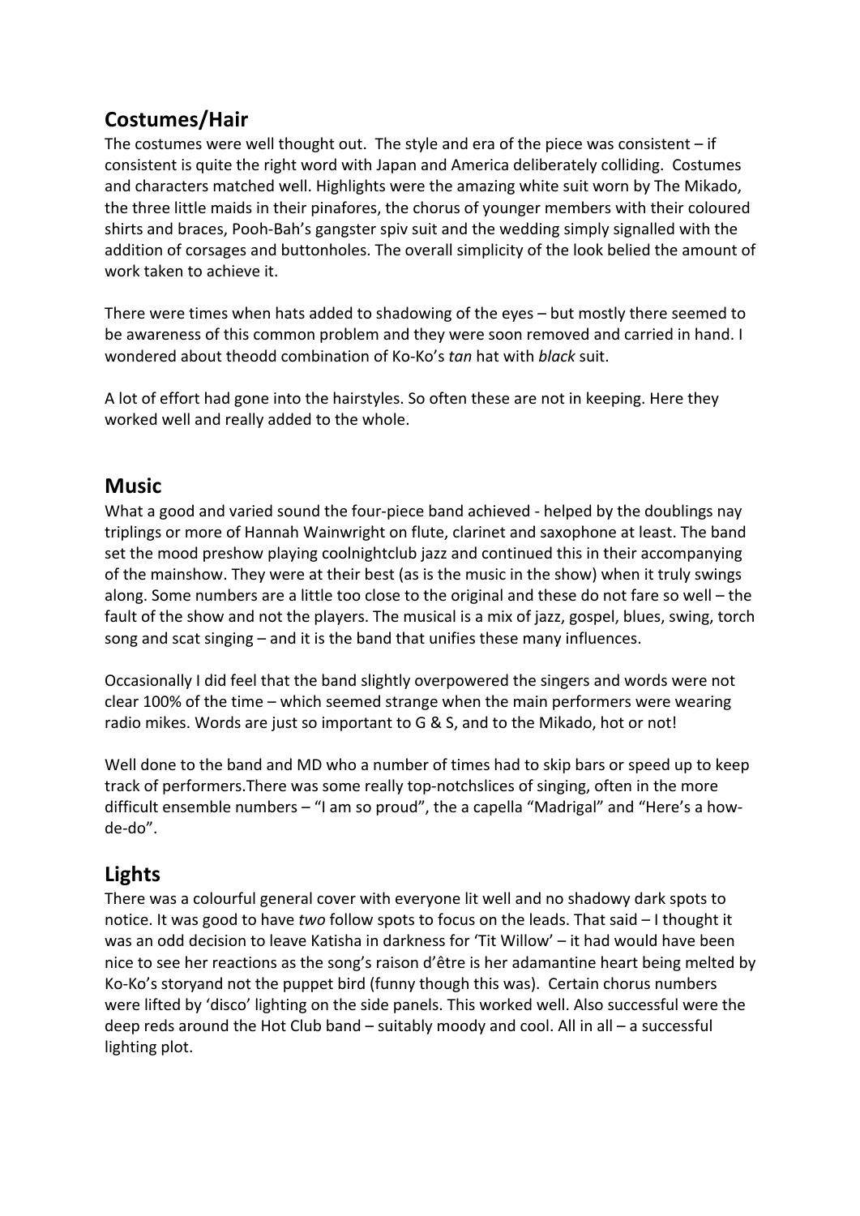## Costumes/Hair

The costumes were well thought out. The style and era of the piece was consistent – if consistent is quite the right word with Japan and America deliberately colliding. Costumes and characters matched well. Highlights were the amazing white suit worn by The Mikado, the three little maids in their pinafores, the chorus of younger members with their coloured shirts and braces, Pooh-Bah's gangster spiv suit and the wedding simply signalled with the addition of corsages and buttonholes. The overall simplicity of the look belied the amount of work taken to achieve it.

There were times when hats added to shadowing of the eyes – but mostly there seemed to be awareness of this common problem and they were soon removed and carried in hand. I wondered about theodd combination of Ko-Ko's *tan* hat with *black* suit.

A lot of effort had gone into the hairstyles. So often these are not in keeping. Here they worked well and really added to the whole.

## Music

What a good and varied sound the four-piece band achieved - helped by the doublings nay triplings or more of Hannah Wainwright on flute, clarinet and saxophone at least. The band set the mood preshow playing coolnightclub jazz and continued this in their accompanying of the mainshow. They were at their best (as is the music in the show) when it truly swings along. Some numbers are a little too close to the original and these do not fare so well – the fault of the show and not the players. The musical is a mix of jazz, gospel, blues, swing, torch song and scat singing – and it is the band that unifies these many influences.

Occasionally I did feel that the band slightly overpowered the singers and words were not clear 100% of the time – which seemed strange when the main performers were wearing radio mikes. Words are just so important to G & S, and to the Mikado, hot or not!

Well done to the band and MD who a number of times had to skip bars or speed up to keep track of performers.There was some really top-notchslices of singing, often in the more difficult ensemble numbers – "I am so proud", the a capella "Madrigal" and "Here's a how-de-do".

## Lights

There was a colourful general cover with everyone lit well and no shadowy dark spots to notice. It was good to have *two* follow spots to focus on the leads. That said – I thought it was an odd decision to leave Katisha in darkness for 'Tit Willow' – it had would have been nice to see her reactions as the song's raison d'être is her adamantine heart being melted by Ko-Ko's storyand not the puppet bird (funny though this was). Certain chorus numbers were lifted by 'disco' lighting on the side panels. This worked well. Also successful were the deep reds around the Hot Club band – suitably moody and cool. All in all – a successful lighting plot.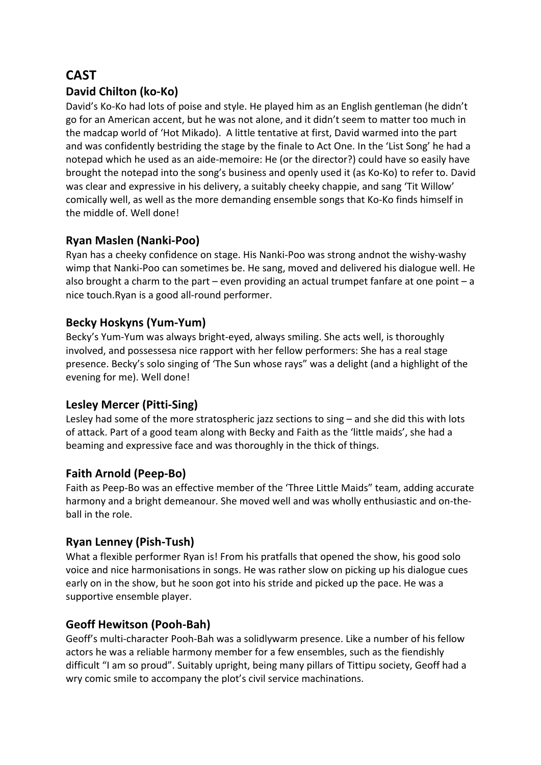# CAST

## David Chilton (ko-Ko)

David's Ko-Ko had lots of poise and style. He played him as an English gentleman (he didn't go for an American accent, but he was not alone, and it didn't seem to matter too much in the madcap world of 'Hot Mikado). A little tentative at first, David warmed into the part and was confidently bestriding the stage by the finale to Act One. In the 'List Song' he had a notepad which he used as an aide-memoire: He (or the director?) could have so easily have brought the notepad into the song's business and openly used it (as Ko-Ko) to refer to. David was clear and expressive in his delivery, a suitably cheeky chappie, and sang 'Tit Willow' comically well, as well as the more demanding ensemble songs that Ko-Ko finds himself in the middle of. Well done!

## Ryan Maslen (Nanki-Poo)

Ryan has a cheeky confidence on stage. His Nanki-Poo was strong andnot the wishy-washy wimp that Nanki-Poo can sometimes be. He sang, moved and delivered his dialogue well. He also brought a charm to the part – even providing an actual trumpet fanfare at one point – a nice touch.Ryan is a good all-round performer.

## Becky Hoskyns (Yum-Yum)

Becky's Yum-Yum was always bright-eyed, always smiling. She acts well, is thoroughly involved, and possessesa nice rapport with her fellow performers: She has a real stage presence. Becky's solo singing of 'The Sun whose rays" was a delight (and a highlight of the evening for me). Well done!

## Lesley Mercer (Pitti-Sing)

Lesley had some of the more stratospheric jazz sections to sing – and she did this with lots of attack. Part of a good team along with Becky and Faith as the 'little maids', she had a beaming and expressive face and was thoroughly in the thick of things.

## Faith Arnold (Peep-Bo)

Faith as Peep-Bo was an effective member of the 'Three Little Maids" team, adding accurate harmony and a bright demeanour. She moved well and was wholly enthusiastic and on-the-ball in the role.

## Ryan Lenney (Pish-Tush)

What a flexible performer Ryan is! From his pratfalls that opened the show, his good solo voice and nice harmonisations in songs. He was rather slow on picking up his dialogue cues early on in the show, but he soon got into his stride and picked up the pace. He was a supportive ensemble player.

## Geoff Hewitson (Pooh-Bah)

Geoff's multi-character Pooh-Bah was a solidlywarm presence. Like a number of his fellow actors he was a reliable harmony member for a few ensembles, such as the fiendishly difficult "I am so proud". Suitably upright, being many pillars of Tittipu society, Geoff had a wry comic smile to accompany the plot's civil service machinations.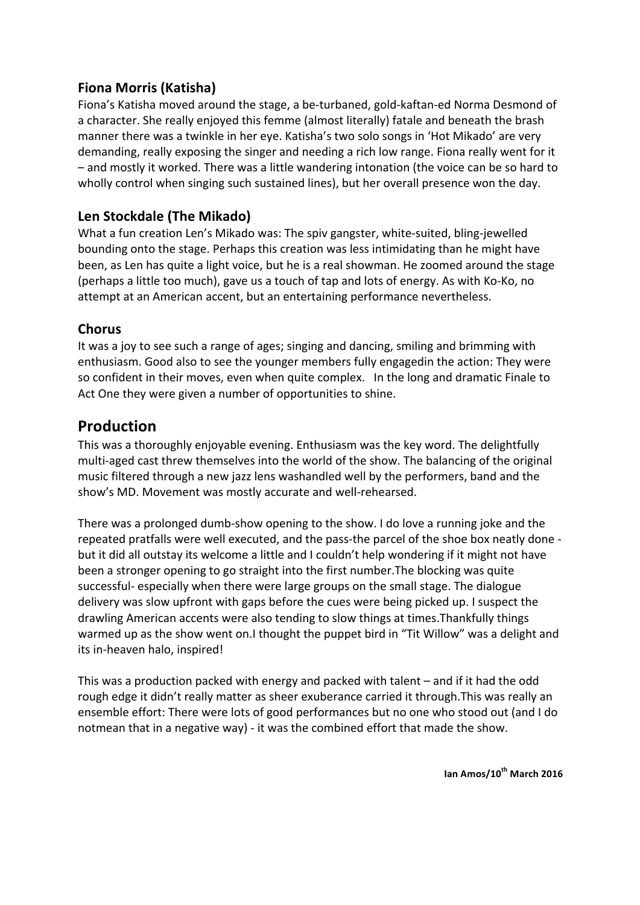### Fiona Morris (Katisha)

Fiona's Katisha moved around the stage, a be-turbaned, gold-kaftan-ed Norma Desmond of a character. She really enjoyed this femme (almost literally) fatale and beneath the brash manner there was a twinkle in her eye. Katisha's two solo songs in 'Hot Mikado' are very demanding, really exposing the singer and needing a rich low range. Fiona really went for it – and mostly it worked. There was a little wandering intonation (the voice can be so hard to wholly control when singing such sustained lines), but her overall presence won the day.

### Len Stockdale (The Mikado)

What a fun creation Len's Mikado was: The spiv gangster, white-suited, bling-jewelled bounding onto the stage. Perhaps this creation was less intimidating than he might have been, as Len has quite a light voice, but he is a real showman. He zoomed around the stage (perhaps a little too much), gave us a touch of tap and lots of energy. As with Ko-Ko, no attempt at an American accent, but an entertaining performance nevertheless.

### Chorus

It was a joy to see such a range of ages; singing and dancing, smiling and brimming with enthusiasm. Good also to see the younger members fully engagedin the action: They were so confident in their moves, even when quite complex. In the long and dramatic Finale to Act One they were given a number of opportunities to shine.

## Production

This was a thoroughly enjoyable evening. Enthusiasm was the key word. The delightfully multi-aged cast threw themselves into the world of the show. The balancing of the original music filtered through a new jazz lens washandled well by the performers, band and the show's MD. Movement was mostly accurate and well-rehearsed.

There was a prolonged dumb-show opening to the show. I do love a running joke and the repeated pratfalls were well executed, and the pass-the parcel of the shoe box neatly done - but it did all outstay its welcome a little and I couldn't help wondering if it might not have been a stronger opening to go straight into the first number.The blocking was quite successful- especially when there were large groups on the small stage. The dialogue delivery was slow upfront with gaps before the cues were being picked up. I suspect the drawling American accents were also tending to slow things at times.Thankfully things warmed up as the show went on.I thought the puppet bird in "Tit Willow" was a delight and its in-heaven halo, inspired!

This was a production packed with energy and packed with talent – and if it had the odd rough edge it didn't really matter as sheer exuberance carried it through.This was really an ensemble effort: There were lots of good performances but no one who stood out (and I do notmean that in a negative way) - it was the combined effort that made the show.

**Ian Amos/10th March 2016**